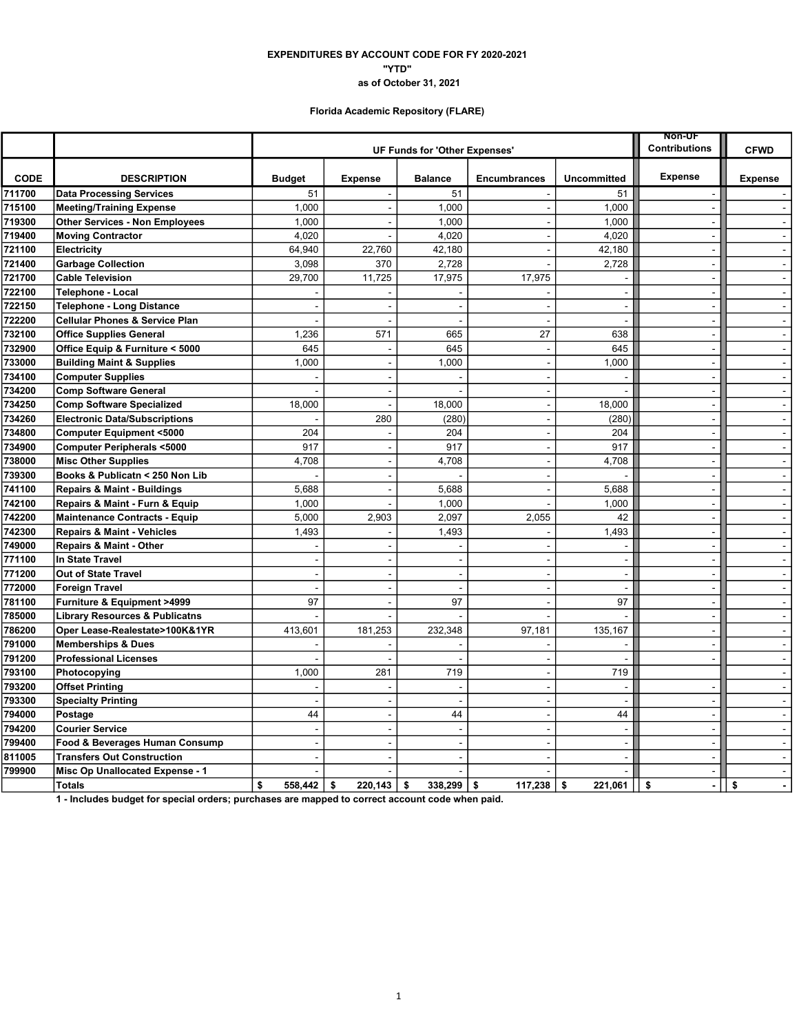**EXPENDITURES BY ACCOUNT CODE FOR FY 2020-2021**
**"YTD"**
**as of October 31, 2021**

**Florida Academic Repository (FLARE)**

| | | UF Funds for 'Other Expenses' | | | | | Non-UF Contributions | CFWD |
|---|---|---|---|---|---|---|---|---|
| CODE | DESCRIPTION | Budget | Expense | Balance | Encumbrances | Uncommitted | Expense | Expense |
| 711700 | Data Processing Services | 51 | - | 51 | - | 51 | - | - |
| 715100 | Meeting/Training Expense | 1,000 | - | 1,000 | - | 1,000 | - | - |
| 719300 | Other Services - Non Employees | 1,000 | - | 1,000 | - | 1,000 | - | - |
| 719400 | Moving Contractor | 4,020 | - | 4,020 | - | 4,020 | - | - |
| 721100 | Electricity | 64,940 | 22,760 | 42,180 | - | 42,180 | - | - |
| 721400 | Garbage Collection | 3,098 | 370 | 2,728 | - | 2,728 | - | - |
| 721700 | Cable Television | 29,700 | 11,725 | 17,975 | 17,975 | - | - | - |
| 722100 | Telephone - Local | - | - | - | - | - | - | - |
| 722150 | Telephone - Long Distance | - | - | - | - | - | - | - |
| 722200 | Cellular Phones & Service Plan | - | - | - | - | - | - | - |
| 732100 | Office Supplies General | 1,236 | 571 | 665 | 27 | 638 | - | - |
| 732900 | Office Equip & Furniture < 5000 | 645 | - | 645 | - | 645 | - | - |
| 733000 | Building Maint & Supplies | 1,000 | - | 1,000 | - | 1,000 | - | - |
| 734100 | Computer Supplies | - | - | - | - | - | - | - |
| 734200 | Comp Software General | - | - | - | - | - | - | - |
| 734250 | Comp Software Specialized | 18,000 | - | 18,000 | - | 18,000 | - | - |
| 734260 | Electronic Data/Subscriptions | - | 280 | (280) | - | (280) | - | - |
| 734800 | Computer Equipment <5000 | 204 | - | 204 | - | 204 | - | - |
| 734900 | Computer Peripherals <5000 | 917 | - | 917 | - | 917 | - | - |
| 738000 | Misc Other Supplies | 4,708 | - | 4,708 | - | 4,708 | - | - |
| 739300 | Books & Publicatn < 250 Non Lib | - | - | - | - | - | - | - |
| 741100 | Repairs & Maint - Buildings | 5,688 | - | 5,688 | - | 5,688 | - | - |
| 742100 | Repairs & Maint - Furn & Equip | 1,000 | - | 1,000 | - | 1,000 | - | - |
| 742200 | Maintenance Contracts - Equip | 5,000 | 2,903 | 2,097 | 2,055 | 42 | - | - |
| 742300 | Repairs & Maint - Vehicles | 1,493 | - | 1,493 | - | 1,493 | - | - |
| 749000 | Repairs & Maint - Other | - | - | - | - | - | - | - |
| 771100 | In State Travel | - | - | - | - | - | - | - |
| 771200 | Out of State Travel | - | - | - | - | - | - | - |
| 772000 | Foreign Travel | - | - | - | - | - | - | - |
| 781100 | Furniture & Equipment >4999 | 97 | - | 97 | - | 97 | - | - |
| 785000 | Library Resources & Publicatns | - | - | - | - | - | - | - |
| 786200 | Oper Lease-Realestate>100K&1YR | 413,601 | 181,253 | 232,348 | 97,181 | 135,167 | - | - |
| 791000 | Memberships & Dues | - | - | - | - | - | - | - |
| 791200 | Professional Licenses | - | - | - | - | - | - | - |
| 793100 | Photocopying | 1,000 | 281 | 719 | - | 719 | | - |
| 793200 | Offset Printing | - | - | - | - | - | - | - |
| 793300 | Specialty Printing | - | - | - | - | - | - | - |
| 794000 | Postage | 44 | - | 44 | - | 44 | - | - |
| 794200 | Courier Service | - | - | - | - | - | - | - |
| 799400 | Food & Beverages Human Consump | - | - | - | - | - | - | - |
| 811005 | Transfers Out Construction | - | - | - | - | - | - | - |
| 799900 | Misc Op Unallocated Expense - 1 | - | - | - | - | - | - | - |
| | **Totals** | **$ 558,442** | **$ 220,143** | **$ 338,299** | **$ 117,238** | **$ 221,061** | **$ -** | **$ -** |

**1 - Includes budget for special orders; purchases are mapped to correct account code when paid.**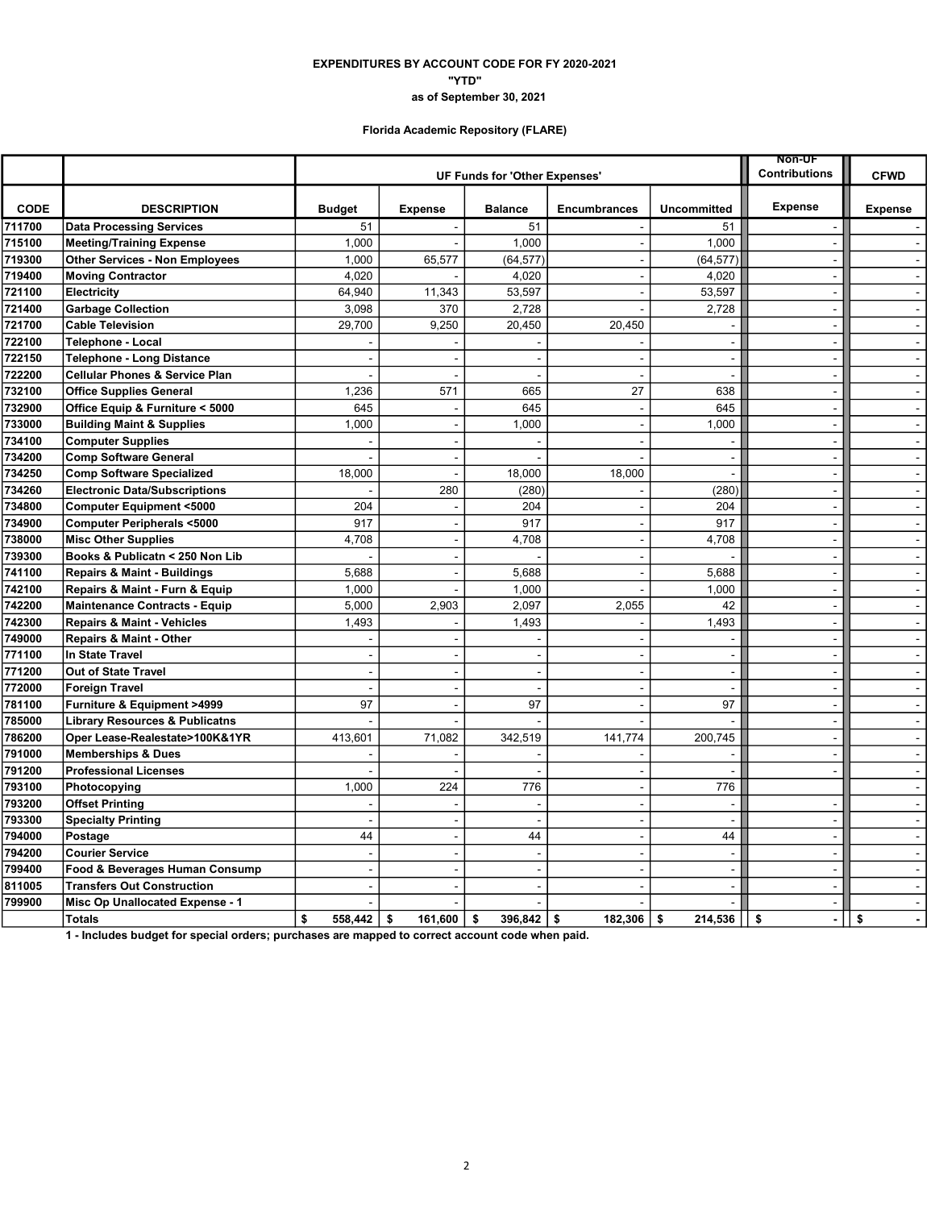**EXPENDITURES BY ACCOUNT CODE FOR FY 2020-2021**

**"YTD"**

**as of September 30, 2021**

**Florida Academic Repository (FLARE)**

| | | UF Funds for 'Other Expenses' | | | | | Non-UF Contributions | CFWD |
|---|---|---|---|---|---|---|---|---|
| **CODE** | **DESCRIPTION** | **Budget** | **Expense** | **Balance** | **Encumbrances** | **Uncommitted** | **Expense** | **Expense** |
| 711700 | Data Processing Services | 51 | - | 51 | - | 51 | - | - |
| 715100 | Meeting/Training Expense | 1,000 | - | 1,000 | - | 1,000 | - | - |
| 719300 | Other Services - Non Employees | 1,000 | 65,577 | (64,577) | - | (64,577) | - | - |
| 719400 | Moving Contractor | 4,020 | - | 4,020 | - | 4,020 | - | - |
| 721100 | Electricity | 64,940 | 11,343 | 53,597 | - | 53,597 | - | - |
| 721400 | Garbage Collection | 3,098 | 370 | 2,728 | - | 2,728 | - | - |
| 721700 | Cable Television | 29,700 | 9,250 | 20,450 | 20,450 | - | - | - |
| 722100 | Telephone - Local | - | - | - | - | - | - | - |
| 722150 | Telephone - Long Distance | - | - | - | - | - | - | - |
| 722200 | Cellular Phones & Service Plan | - | - | - | - | - | - | - |
| 732100 | Office Supplies General | 1,236 | 571 | 665 | 27 | 638 | - | - |
| 732900 | Office Equip & Furniture < 5000 | 645 | - | 645 | - | 645 | - | - |
| 733000 | Building Maint & Supplies | 1,000 | - | 1,000 | - | 1,000 | - | - |
| 734100 | Computer Supplies | - | - | - | - | - | - | - |
| 734200 | Comp Software General | - | - | - | - | - | - | - |
| 734250 | Comp Software Specialized | 18,000 | - | 18,000 | 18,000 | - | - | - |
| 734260 | Electronic Data/Subscriptions | - | 280 | (280) | - | (280) | - | - |
| 734800 | Computer Equipment <5000 | 204 | - | 204 | - | 204 | - | - |
| 734900 | Computer Peripherals <5000 | 917 | - | 917 | - | 917 | - | - |
| 738000 | Misc Other Supplies | 4,708 | - | 4,708 | - | 4,708 | - | - |
| 739300 | Books & Publicatn < 250 Non Lib | - | - | - | - | - | - | - |
| 741100 | Repairs & Maint - Buildings | 5,688 | - | 5,688 | - | 5,688 | - | - |
| 742100 | Repairs & Maint - Furn & Equip | 1,000 | - | 1,000 | - | 1,000 | - | - |
| 742200 | Maintenance Contracts - Equip | 5,000 | 2,903 | 2,097 | 2,055 | 42 | - | - |
| 742300 | Repairs & Maint - Vehicles | 1,493 | - | 1,493 | - | 1,493 | - | - |
| 749000 | Repairs & Maint - Other | - | - | - | - | - | - | - |
| 771100 | In State Travel | - | - | - | - | - | - | - |
| 771200 | Out of State Travel | - | - | - | - | - | - | - |
| 772000 | Foreign Travel | - | - | - | - | - | - | - |
| 781100 | Furniture & Equipment >4999 | 97 | - | 97 | - | 97 | - | - |
| 785000 | Library Resources & Publicatns | - | - | - | - | - | - | - |
| 786200 | Oper Lease-Realestate>100K&1YR | 413,601 | 71,082 | 342,519 | 141,774 | 200,745 | - | - |
| 791000 | Memberships & Dues | - | - | - | - | - | - | - |
| 791200 | Professional Licenses | - | - | - | - | - | - | - |
| 793100 | Photocopying | 1,000 | 224 | 776 | - | 776 | | - |
| 793200 | Offset Printing | - | - | - | - | - | - | - |
| 793300 | Specialty Printing | - | - | - | - | - | - | - |
| 794000 | Postage | 44 | - | 44 | - | 44 | - | - |
| 794200 | Courier Service | - | - | - | - | - | - | - |
| 799400 | Food & Beverages Human Consump | - | - | - | - | - | - | - |
| 811005 | Transfers Out Construction | - | - | - | - | - | - | - |
| 799900 | Misc Op Unallocated Expense - 1 | - | - | - | - | - | - | - |
| | **Totals** | **$ 558,442** | **$ 161,600** | **$ 396,842** | **$ 182,306** | **$ 214,536** | **$ -** | **$ -** |

**1 - Includes budget for special orders; purchases are mapped to correct account code when paid.**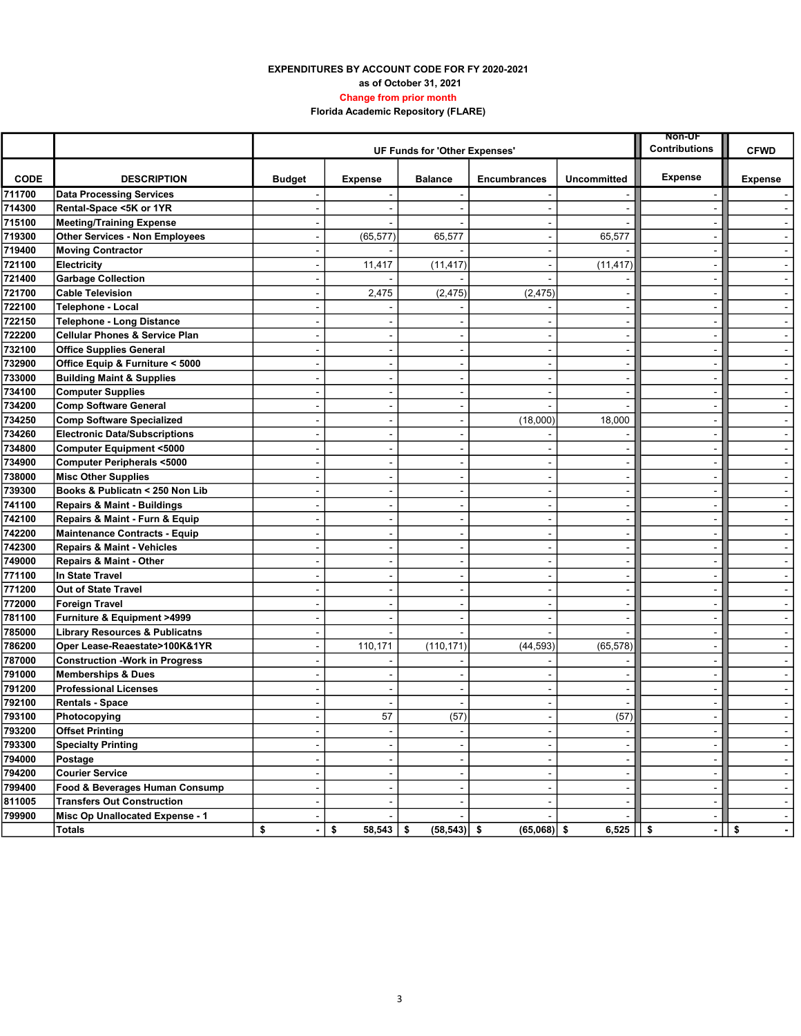**EXPENDITURES BY ACCOUNT CODE FOR FY 2020-2021**
**as of October 31, 2021**
**Change from prior month**
**Florida Academic Repository (FLARE)**

| | | UF Funds for 'Other Expenses' | | | | | Non-UF Contributions | CFWD |
|---|---|---|---|---|---|---|---|---|
| **CODE** | **DESCRIPTION** | **Budget** | **Expense** | **Balance** | **Encumbrances** | **Uncommitted** | **Expense** | **Expense** |
| 711700 | Data Processing Services | - | - | - | - | - | - | - |
| 714300 | Rental-Space <5K or 1YR | - | - | - | - | - | - | - |
| 715100 | Meeting/Training Expense | - | - | - | - | - | - | - |
| 719300 | Other Services - Non Employees | - | (65,577) | 65,577 | - | 65,577 | - | - |
| 719400 | Moving Contractor | - | - | - | - | - | - | - |
| 721100 | Electricity | - | 11,417 | (11,417) | - | (11,417) | - | - |
| 721400 | Garbage Collection | - | - | - | - | - | - | - |
| 721700 | Cable Television | - | 2,475 | (2,475) | (2,475) | - | - | - |
| 722100 | Telephone - Local | - | - | - | - | - | - | - |
| 722150 | Telephone - Long Distance | - | - | - | - | - | - | - |
| 722200 | Cellular Phones & Service Plan | - | - | - | - | - | - | - |
| 732100 | Office Supplies General | - | - | - | - | - | - | - |
| 732900 | Office Equip & Furniture < 5000 | - | - | - | - | - | - | - |
| 733000 | Building Maint & Supplies | - | - | - | - | - | - | - |
| 734100 | Computer Supplies | - | - | - | - | - | - | - |
| 734200 | Comp Software General | - | - | - | - | - | - | - |
| 734250 | Comp Software Specialized | - | - | - | (18,000) | 18,000 | - | - |
| 734260 | Electronic Data/Subscriptions | - | - | - | - | - | - | - |
| 734800 | Computer Equipment <5000 | - | - | - | - | - | - | - |
| 734900 | Computer Peripherals <5000 | - | - | - | - | - | - | - |
| 738000 | Misc Other Supplies | - | - | - | - | - | - | - |
| 739300 | Books & Publicatn < 250 Non Lib | - | - | - | - | - | - | - |
| 741100 | Repairs & Maint - Buildings | - | - | - | - | - | - | - |
| 742100 | Repairs & Maint - Furn & Equip | - | - | - | - | - | - | - |
| 742200 | Maintenance Contracts - Equip | - | - | - | - | - | - | - |
| 742300 | Repairs & Maint - Vehicles | - | - | - | - | - | - | - |
| 749000 | Repairs & Maint - Other | - | - | - | - | - | - | - |
| 771100 | In State Travel | - | - | - | - | - | - | - |
| 771200 | Out of State Travel | - | - | - | - | - | - | - |
| 772000 | Foreign Travel | - | - | - | - | - | - | - |
| 781100 | Furniture & Equipment >4999 | - | - | - | - | - | - | - |
| 785000 | Library Resources & Publicatns | - | - | - | - | - | - | - |
| 786200 | Oper Lease-Reaestate>100K&1YR | - | 110,171 | (110,171) | (44,593) | (65,578) | - | - |
| 787000 | Construction -Work in Progress | - | - | - | - | - | - | - |
| 791000 | Memberships & Dues | - | - | - | - | - | - | - |
| 791200 | Professional Licenses | - | - | - | - | - | - | - |
| 792100 | Rentals - Space | - | - | - | - | - | - | - |
| 793100 | Photocopying | - | 57 | (57) | - | (57) | - | - |
| 793200 | Offset Printing | - | - | - | - | - | - | - |
| 793300 | Specialty Printing | - | - | - | - | - | - | - |
| 794000 | Postage | - | - | - | - | - | - | - |
| 794200 | Courier Service | - | - | - | - | - | - | - |
| 799400 | Food & Beverages Human Consump | - | - | - | - | - | - | - |
| 811005 | Transfers Out Construction | - | - | - | - | - | - | - |
| 799900 | Misc Op Unallocated Expense - 1 | - | - | - | - | - | - | - |
| | **Totals** | **$ -** | **$ 58,543** | **$ (58,543)** | **$ (65,068)** | **$ 6,525** | **$ -** | **$ -** |